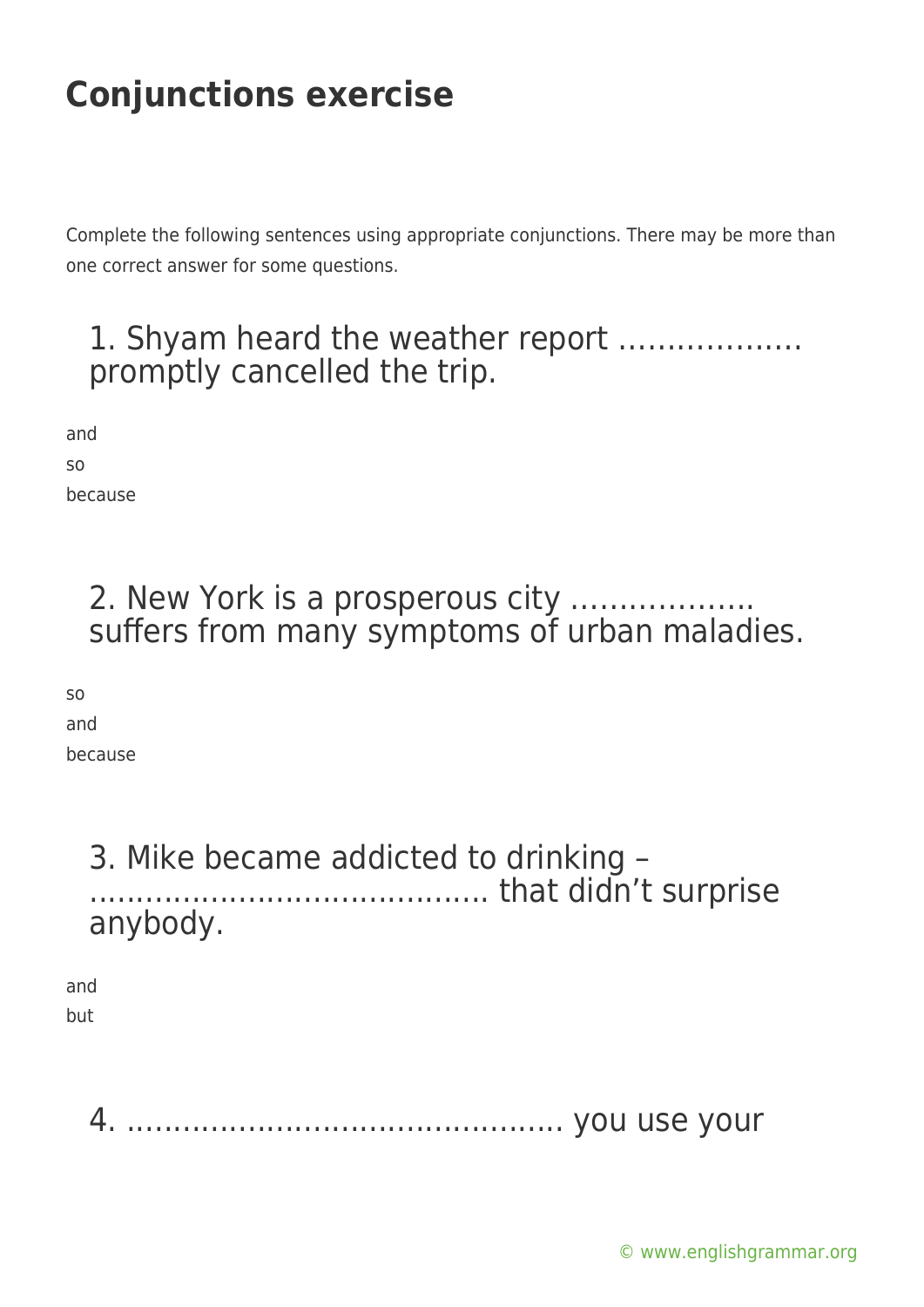# Conjunctions exercise

Complete the following sentences using appropriate conjunctions. There may be more than one correct answer for some questions.

### 1. Shyam heard the weather report ………………. promptly cancelled the trip.

and
so
because

### 2. New York is a prosperous city ………………. suffers from many symptoms of urban maladies.

so
and
because

### 3. Mike became addicted to drinking – …………………………………. that didn't surprise anybody.

and
but

### 4. ……………………………………… you use your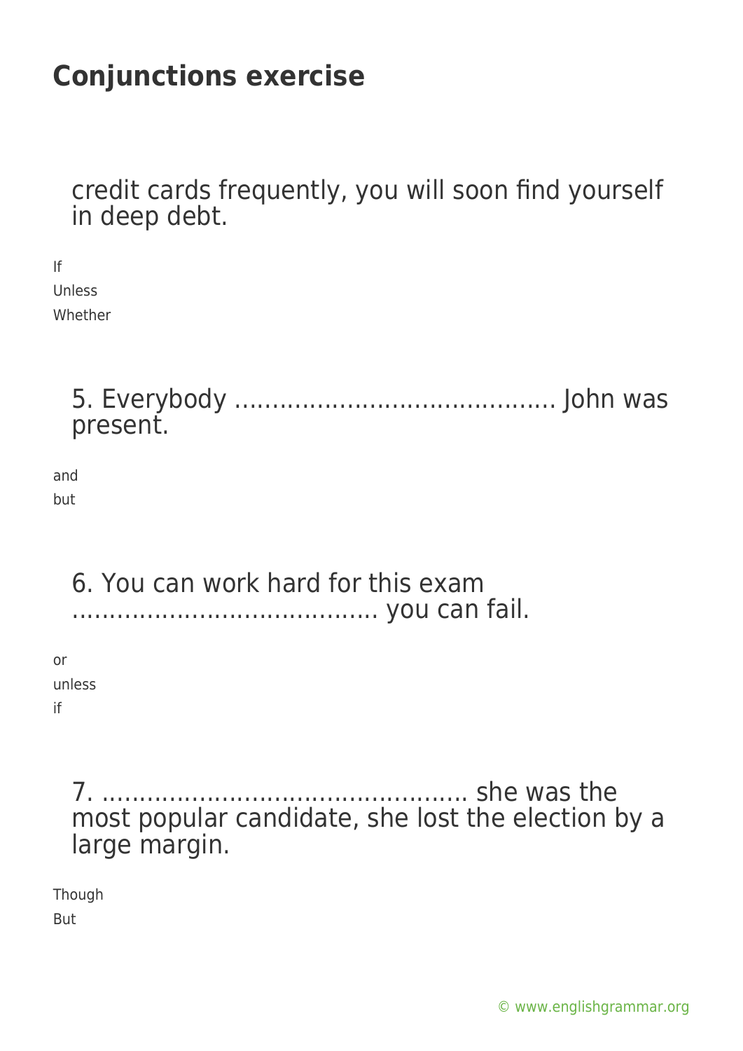# Conjunctions exercise

credit cards frequently, you will soon find yourself in deep debt.

If
Unless
Whether

5. Everybody ........................................... John was present.

and
but

6. You can work hard for this exam ........................................ you can fail.

or
unless
if

7. ................................................ she was the most popular candidate, she lost the election by a large margin.

Though
But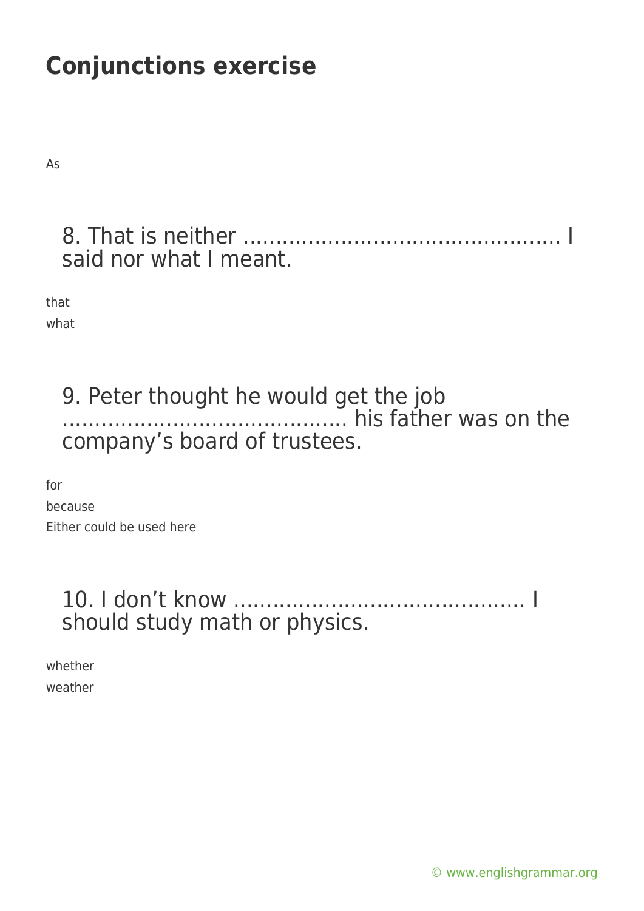# Conjunctions exercise

As

## 8. That is neither ............................................... I said nor what I meant.

that

what

## 9. Peter thought he would get the job .......................................... his father was on the company's board of trustees.

for

because

Either could be used here

## 10. I don't know ............................................ I should study math or physics.

whether

weather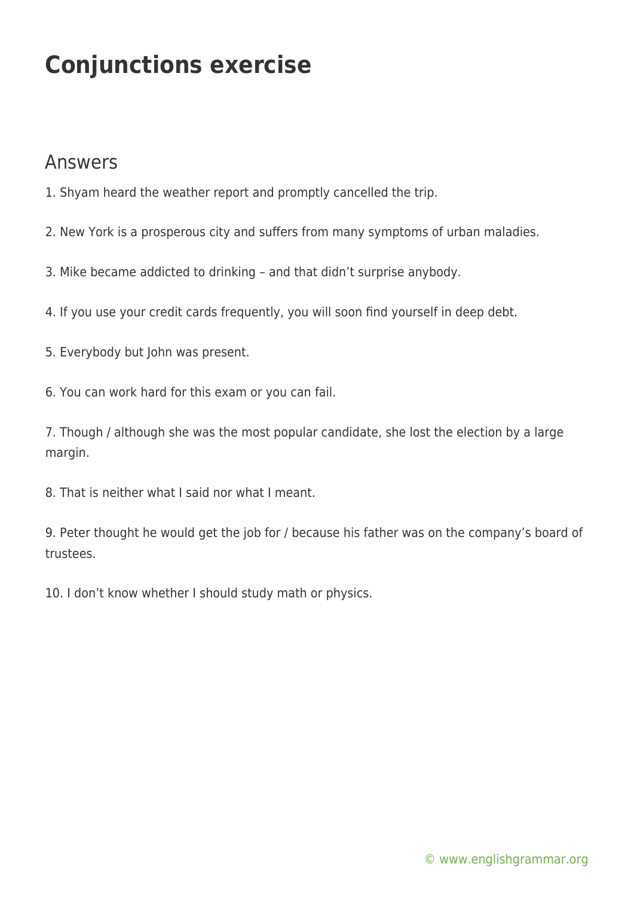# Conjunctions exercise

## Answers

1. Shyam heard the weather report and promptly cancelled the trip.

2. New York is a prosperous city and suffers from many symptoms of urban maladies.

3. Mike became addicted to drinking – and that didn't surprise anybody.

4. If you use your credit cards frequently, you will soon find yourself in deep debt.

5. Everybody but John was present.

6. You can work hard for this exam or you can fail.

7. Though / although she was the most popular candidate, she lost the election by a large margin.

8. That is neither what I said nor what I meant.

9. Peter thought he would get the job for / because his father was on the company's board of trustees.

10. I don't know whether I should study math or physics.

© www.englishgrammar.org